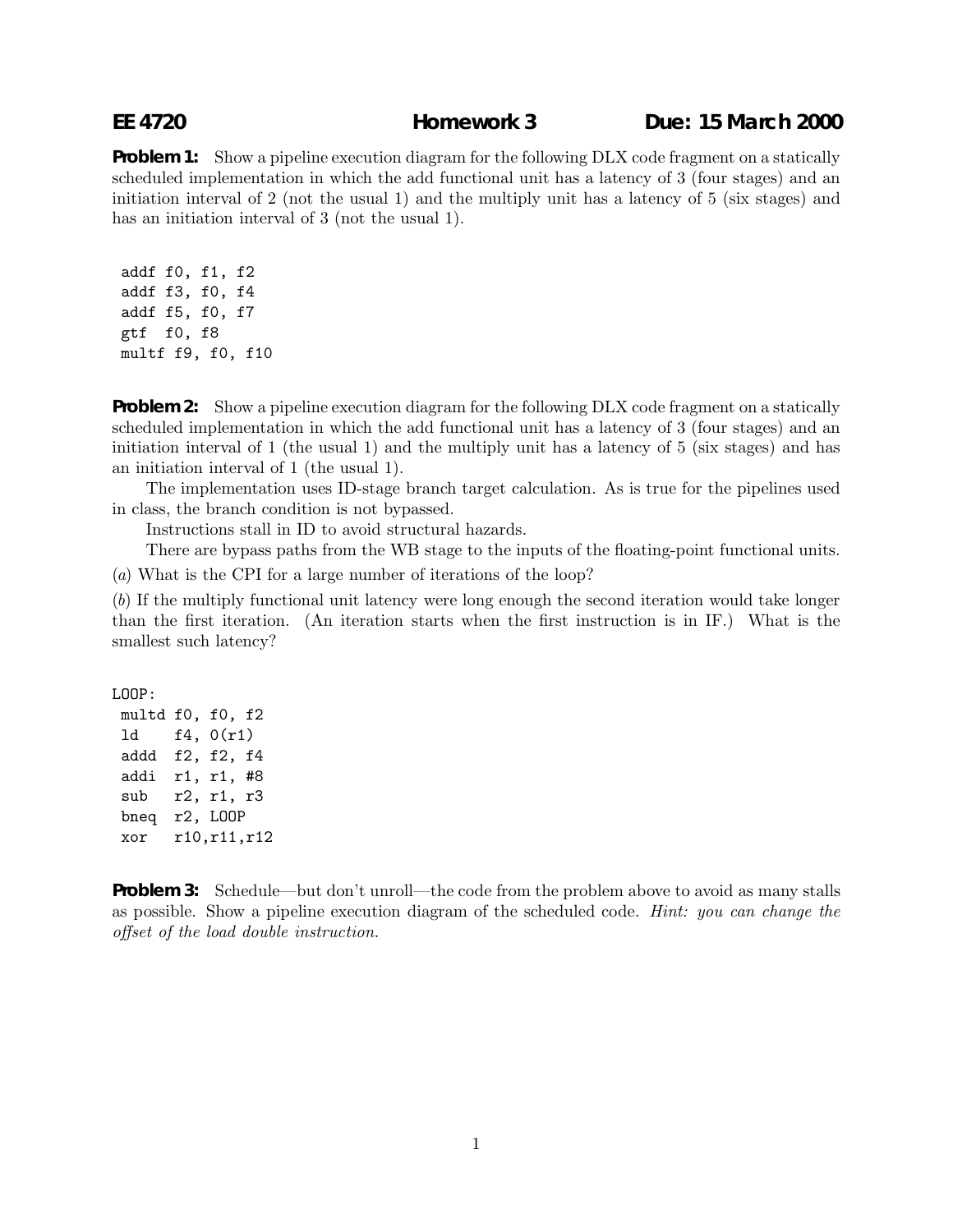**EE 4720** **Homework 3** **Due: 15 March 2000**

**Problem 1:** Show a pipeline execution diagram for the following DLX code fragment on a statically scheduled implementation in which the add functional unit has a latency of 3 (four stages) and an initiation interval of 2 (not the usual 1) and the multiply unit has a latency of 5 (six stages) and has an initiation interval of 3 (not the usual 1).

```
addf f0, f1, f2
addf f3, f0, f4
addf f5, f0, f7
gtf  f0, f8
multf f9, f0, f10
```

**Problem 2:** Show a pipeline execution diagram for the following DLX code fragment on a statically scheduled implementation in which the add functional unit has a latency of 3 (four stages) and an initiation interval of 1 (the usual 1) and the multiply unit has a latency of 5 (six stages) and has an initiation interval of 1 (the usual 1).

The implementation uses ID-stage branch target calculation. As is true for the pipelines used in class, the branch condition is not bypassed.

Instructions stall in ID to avoid structural hazards.

There are bypass paths from the WB stage to the inputs of the floating-point functional units.

(*a*) What is the CPI for a large number of iterations of the loop?

(*b*) If the multiply functional unit latency were long enough the second iteration would take longer than the first iteration. (An iteration starts when the first instruction is in IF.) What is the smallest such latency?

```
LOOP:
 multd f0, f0, f2
 ld    f4, 0(r1)
 addd  f2, f2, f4
 addi  r1, r1, #8
 sub   r2, r1, r3
 bneq  r2, LOOP
 xor   r10,r11,r12
```

**Problem 3:** Schedule—but don't unroll—the code from the problem above to avoid as many stalls as possible. Show a pipeline execution diagram of the scheduled code. *Hint: you can change the offset of the load double instruction.*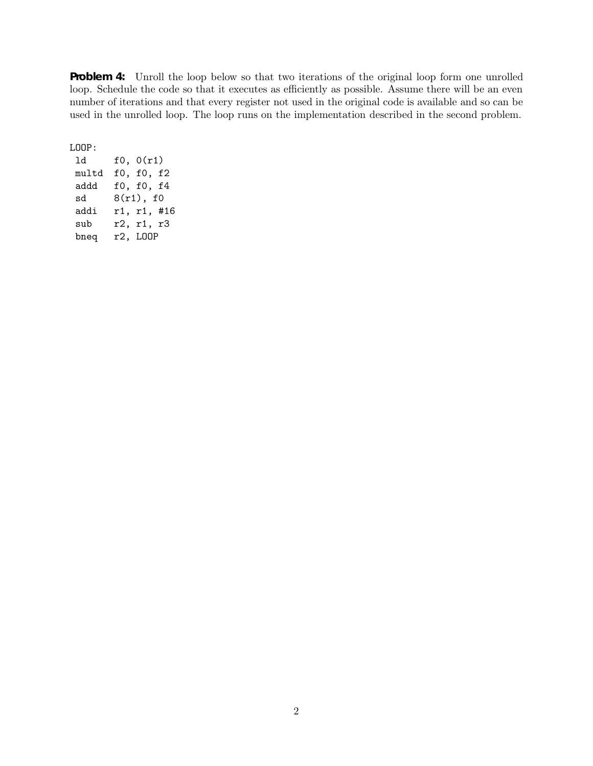**Problem 4:** Unroll the loop below so that two iterations of the original loop form one unrolled loop. Schedule the code so that it executes as efficiently as possible. Assume there will be an even number of iterations and that every register not used in the original code is available and so can be used in the unrolled loop. The loop runs on the implementation described in the second problem.

```
LOOP:
 ld     f0, 0(r1)
 multd  f0, f0, f2
 addd   f0, f0, f4
 sd     8(r1), f0
 addi   r1, r1, #16
 sub    r2, r1, r3
 bneq   r2, LOOP
```